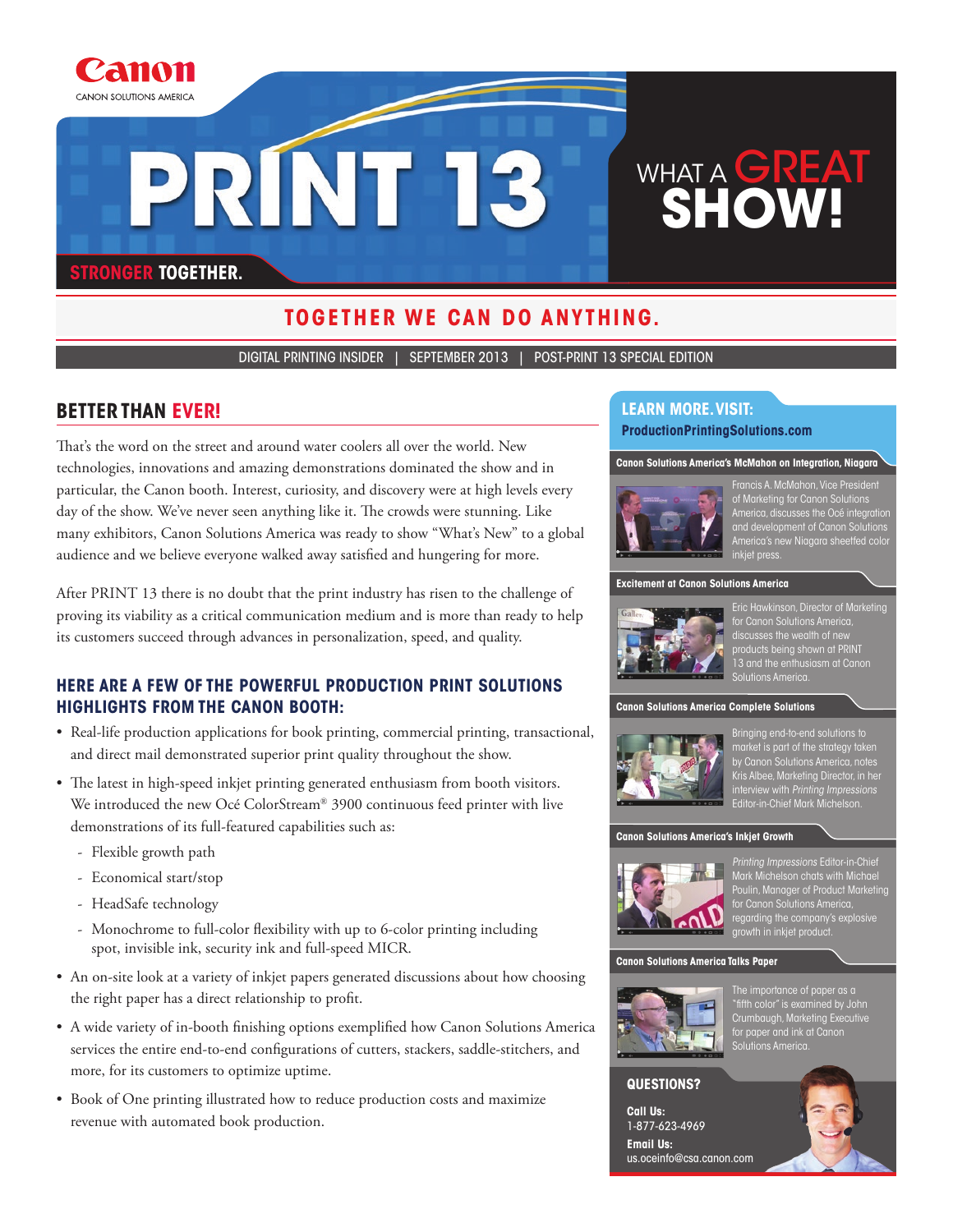Canon

CANON SOLUTIONS AMERICA

# PRINT 13

STRONGER TOGETHER.

WHAT A GREAT SHOW!

## TOGETHER WE CAN DO ANYTHING.

DIGITAL PRINTING INSIDER | SEPTEMBER 2013 | POST-PRINT 13 SPECIAL EDITION

## BETTER THAN EVER!

That's the word on the street and around water coolers all over the world. New technologies, innovations and amazing demonstrations dominated the show and in particular, the Canon booth. Interest, curiosity, and discovery were at high levels every day of the show. We've never seen anything like it. The crowds were stunning. Like many exhibitors, Canon Solutions America was ready to show "What's New" to a global audience and we believe everyone walked away satisfied and hungering for more.

After PRINT 13 there is no doubt that the print industry has risen to the challenge of proving its viability as a critical communication medium and is more than ready to help its customers succeed through advances in personalization, speed, and quality.

### HERE ARE A FEW OF THE POWERFUL PRODUCTION PRINT SOLUTIONS HIGHLIGHTS FROM THE CANON BOOTH:

- Real-life production applications for book printing, commercial printing, transactional, and direct mail demonstrated superior print quality throughout the show.
- The latest in high-speed inkjet printing generated enthusiasm from booth visitors. We introduced the new Océ ColorStream® 3900 continuous feed printer with live demonstrations of its full-featured capabilities such as:
  - Flexible growth path
  - Economical start/stop
  - HeadSafe technology
  - Monochrome to full-color flexibility with up to 6-color printing including spot, invisible ink, security ink and full-speed MICR.
- An on-site look at a variety of inkjet papers generated discussions about how choosing the right paper has a direct relationship to profit.
- A wide variety of in-booth finishing options exemplified how Canon Solutions America services the entire end-to-end configurations of cutters, stackers, saddle-stitchers, and more, for its customers to optimize uptime.
- Book of One printing illustrated how to reduce production costs and maximize revenue with automated book production.

## LEARN MORE. VISIT:

**ProductionPrintingSolutions.com**

**Canon Solutions America's McMahon on Integration, Niagara**

Francis A. McMahon, Vice President of Marketing for Canon Solutions America, discusses the Océ integration and development of Canon Solutions America's new Niagara sheetfed color inkjet press.

**Excitement at Canon Solutions America**

Eric Hawkinson, Director of Marketing for Canon Solutions America, discusses the wealth of new products being shown at PRINT 13 and the enthusiasm at Canon Solutions America.

**Canon Solutions America Complete Solutions**

Bringing end-to-end solutions to market is part of the strategy taken by Canon Solutions America, notes Kris Albee, Marketing Director, in her interview with *Printing Impressions* Editor-in-Chief Mark Michelson.

**Canon Solutions America's Inkjet Growth**

*Printing Impressions* Editor-in-Chief Mark Michelson chats with Michael Poulin, Manager of Product Marketing for Canon Solutions America, regarding the company's explosive growth in inkjet product.

**Canon Solutions America Talks Paper**

The importance of paper as a "fifth color" is examined by John Crumbaugh, Marketing Executive for paper and ink at Canon Solutions America.

### QUESTIONS?

**Call Us:**
1-877-623-4969

**Email Us:**
us.oceinfo@csa.canon.com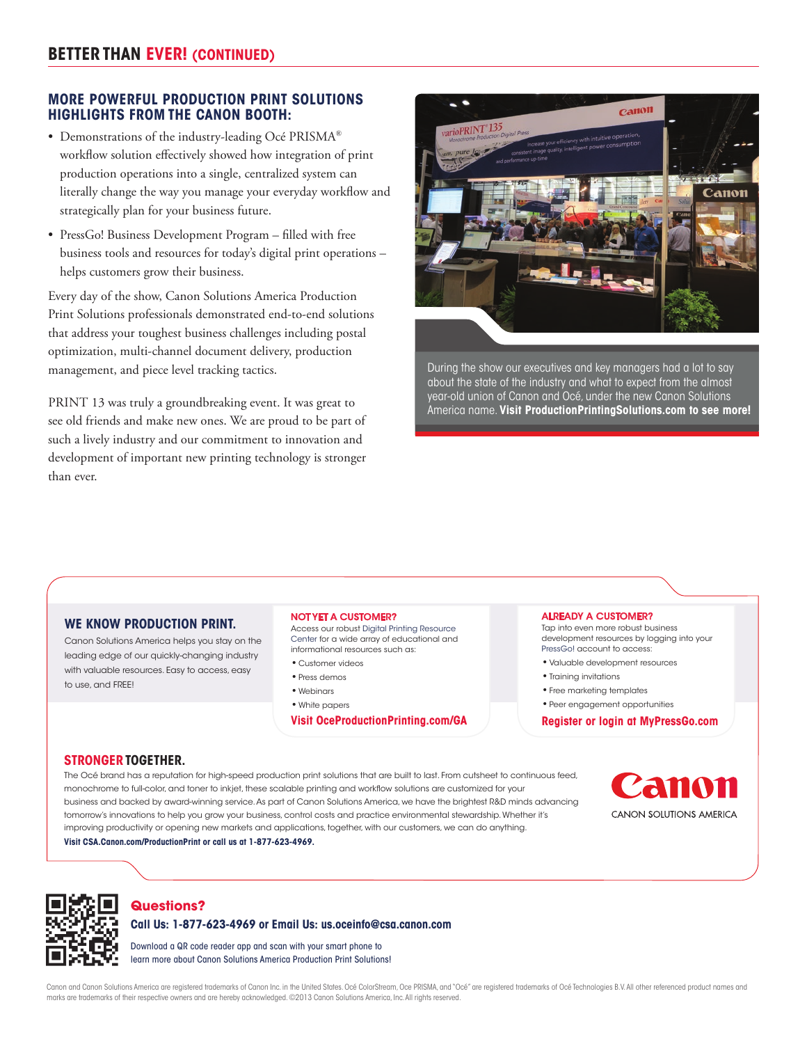## BETTER THAN EVER! (CONTINUED)

### MORE POWERFUL PRODUCTION PRINT SOLUTIONS HIGHLIGHTS FROM THE CANON BOOTH:

- Demonstrations of the industry-leading Océ PRISMA® workflow solution effectively showed how integration of print production operations into a single, centralized system can literally change the way you manage your everyday workflow and strategically plan for your business future.
- PressGo! Business Development Program – filled with free business tools and resources for today's digital print operations – helps customers grow their business.

Every day of the show, Canon Solutions America Production Print Solutions professionals demonstrated end-to-end solutions that address your toughest business challenges including postal optimization, multi-channel document delivery, production management, and piece level tracking tactics.

PRINT 13 was truly a groundbreaking event. It was great to see old friends and make new ones. We are proud to be part of such a lively industry and our commitment to innovation and development of important new printing technology is stronger than ever.

During the show our executives and key managers had a lot to say about the state of the industry and what to expect from the almost year-old union of Canon and Océ, under the new Canon Solutions America name. **Visit ProductionPrintingSolutions.com to see more!**

### WE KNOW PRODUCTION PRINT.

Canon Solutions America helps you stay on the leading edge of our quickly-changing industry with valuable resources. Easy to access, easy to use, and FREE!

**NOT YET A CUSTOMER?**

Access our robust Digital Printing Resource Center for a wide array of educational and informational resources such as:

- Customer videos
- Press demos
- Webinars
- White papers

**Visit OceProductionPrinting.com/GA**

**ALREADY A CUSTOMER?**

Tap into even more robust business development resources by logging into your PressGo! account to access:

- Valuable development resources
- Training invitations
- Free marketing templates
- Peer engagement opportunities

**Register or login at MyPressGo.com**

### STRONGER TOGETHER.

The Océ brand has a reputation for high-speed production print solutions that are built to last. From cutsheet to continuous feed, monochrome to full-color, and toner to inkjet, these scalable printing and workflow solutions are customized for your business and backed by award-winning service. As part of Canon Solutions America, we have the brightest R&D minds advancing tomorrow's innovations to help you grow your business, control costs and practice environmental stewardship. Whether it's improving productivity or opening new markets and applications, together, with our customers, we can do anything.

**Visit CSA.Canon.com/ProductionPrint or call us at 1-877-623-4969.**

Canon

CANON SOLUTIONS AMERICA

### Questions?

**Call Us: 1-877-623-4969 or Email Us: us.oceinfo@csa.canon.com**

Download a QR code reader app and scan with your smart phone to learn more about Canon Solutions America Production Print Solutions!

Canon and Canon Solutions America are registered trademarks of Canon Inc. in the United States. Océ ColorStream, Oce PRISMA, and "Océ" are registered trademarks of Océ Technologies B.V. All other referenced product names and marks are trademarks of their respective owners and are hereby acknowledged. ©2013 Canon Solutions America, Inc. All rights reserved.